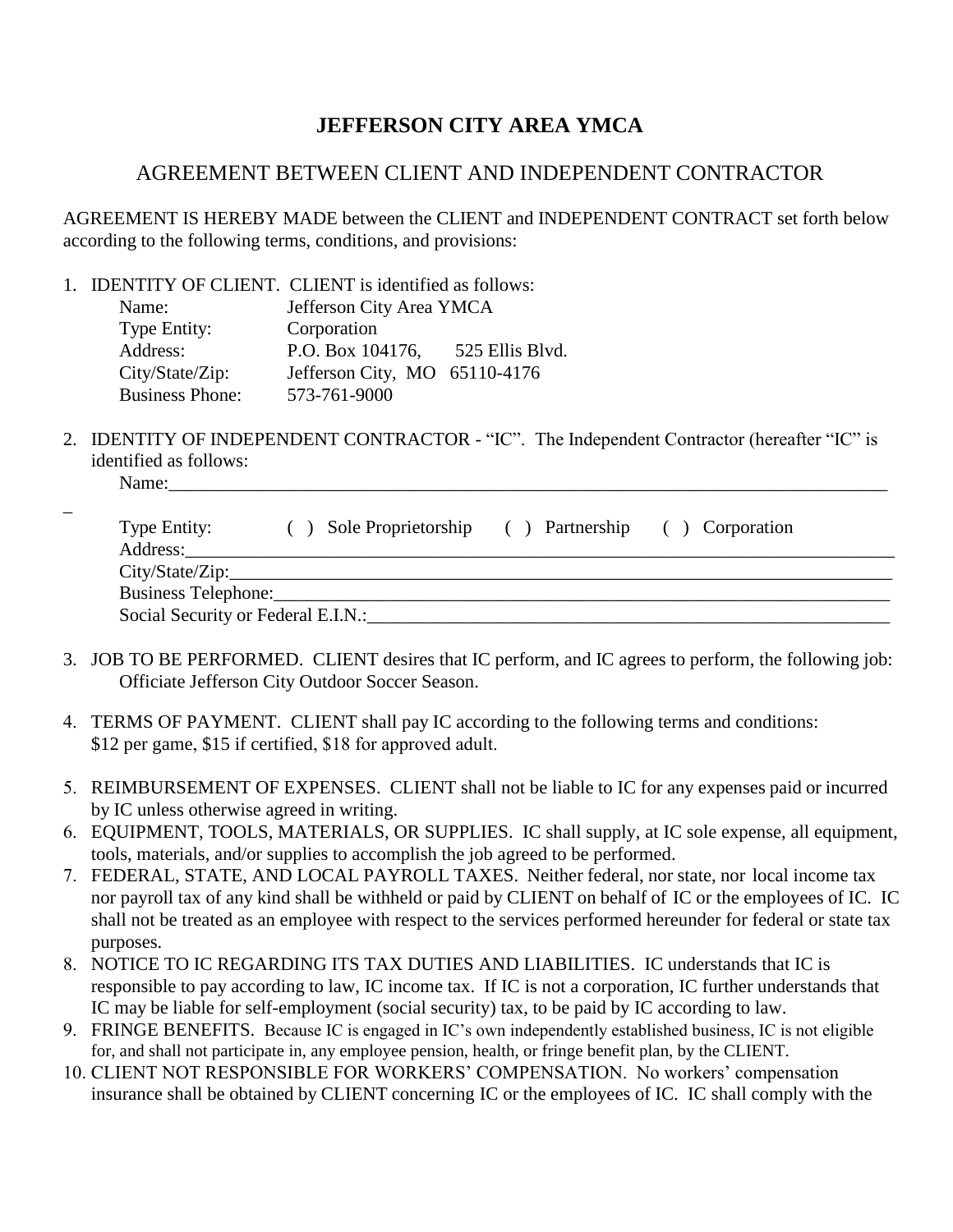# JEFFERSON CITY AREA YMCA

## AGREEMENT BETWEEN CLIENT AND INDEPENDENT CONTRACTOR

AGREEMENT IS HEREBY MADE between the CLIENT and INDEPENDENT CONTRACT set forth below according to the following terms, conditions, and provisions:

1. IDENTITY OF CLIENT. CLIENT is identified as follows:

   Name: Jefferson City Area YMCA
   Type Entity: Corporation
   Address: P.O. Box 104176, 525 Ellis Blvd.
   City/State/Zip: Jefferson City, MO 65110-4176
   Business Phone: 573-761-9000

2. IDENTITY OF INDEPENDENT CONTRACTOR - "IC". The Independent Contractor (hereafter "IC" is identified as follows:

   Name:_______________________________________________________________________________
   _
   Type Entity: ( ) Sole Proprietorship ( ) Partnership ( ) Corporation
   Address:_____________________________________________________________________________
   City/State/Zip:_________________________________________________________________________
   Business Telephone:____________________________________________________________________
   Social Security or Federal E.I.N.:_________________________________________________________

3. JOB TO BE PERFORMED. CLIENT desires that IC perform, and IC agrees to perform, the following job:
   Officiate Jefferson City Outdoor Soccer Season.

4. TERMS OF PAYMENT. CLIENT shall pay IC according to the following terms and conditions:
   $12 per game, $15 if certified, $18 for approved adult.

5. REIMBURSEMENT OF EXPENSES. CLIENT shall not be liable to IC for any expenses paid or incurred by IC unless otherwise agreed in writing.
6. EQUIPMENT, TOOLS, MATERIALS, OR SUPPLIES. IC shall supply, at IC sole expense, all equipment, tools, materials, and/or supplies to accomplish the job agreed to be performed.
7. FEDERAL, STATE, AND LOCAL PAYROLL TAXES. Neither federal, nor state, nor local income tax nor payroll tax of any kind shall be withheld or paid by CLIENT on behalf of IC or the employees of IC. IC shall not be treated as an employee with respect to the services performed hereunder for federal or state tax purposes.
8. NOTICE TO IC REGARDING ITS TAX DUTIES AND LIABILITIES. IC understands that IC is responsible to pay according to law, IC income tax. If IC is not a corporation, IC further understands that IC may be liable for self-employment (social security) tax, to be paid by IC according to law.
9. FRINGE BENEFITS. Because IC is engaged in IC's own independently established business, IC is not eligible for, and shall not participate in, any employee pension, health, or fringe benefit plan, by the CLIENT.
10. CLIENT NOT RESPONSIBLE FOR WORKERS' COMPENSATION. No workers' compensation insurance shall be obtained by CLIENT concerning IC or the employees of IC. IC shall comply with the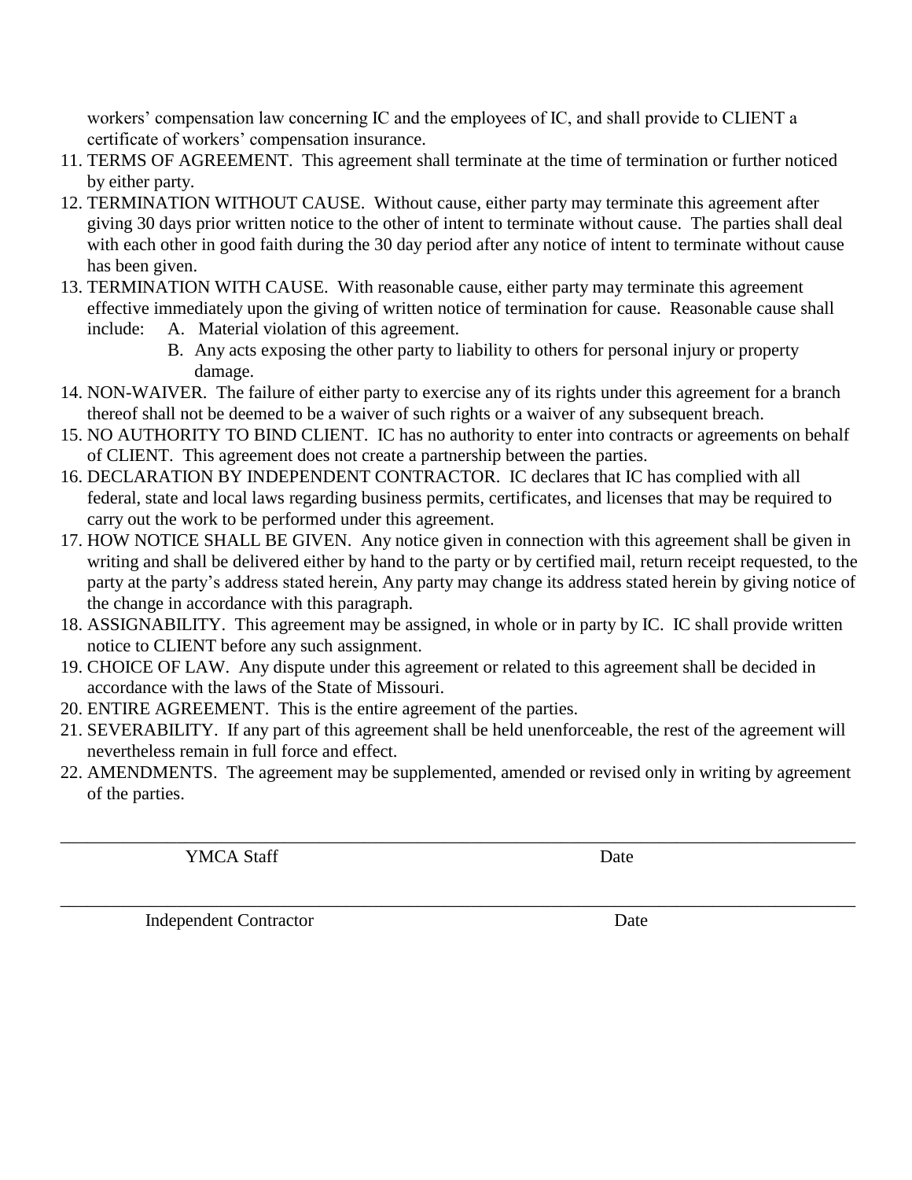workers' compensation law concerning IC and the employees of IC, and shall provide to CLIENT a certificate of workers' compensation insurance.

11. TERMS OF AGREEMENT. This agreement shall terminate at the time of termination or further noticed by either party.
12. TERMINATION WITHOUT CAUSE. Without cause, either party may terminate this agreement after giving 30 days prior written notice to the other of intent to terminate without cause. The parties shall deal with each other in good faith during the 30 day period after any notice of intent to terminate without cause has been given.
13. TERMINATION WITH CAUSE. With reasonable cause, either party may terminate this agreement effective immediately upon the giving of written notice of termination for cause. Reasonable cause shall include:
    A. Material violation of this agreement.
    B. Any acts exposing the other party to liability to others for personal injury or property damage.
14. NON-WAIVER. The failure of either party to exercise any of its rights under this agreement for a branch thereof shall not be deemed to be a waiver of such rights or a waiver of any subsequent breach.
15. NO AUTHORITY TO BIND CLIENT. IC has no authority to enter into contracts or agreements on behalf of CLIENT. This agreement does not create a partnership between the parties.
16. DECLARATION BY INDEPENDENT CONTRACTOR. IC declares that IC has complied with all federal, state and local laws regarding business permits, certificates, and licenses that may be required to carry out the work to be performed under this agreement.
17. HOW NOTICE SHALL BE GIVEN. Any notice given in connection with this agreement shall be given in writing and shall be delivered either by hand to the party or by certified mail, return receipt requested, to the party at the party's address stated herein, Any party may change its address stated herein by giving notice of the change in accordance with this paragraph.
18. ASSIGNABILITY. This agreement may be assigned, in whole or in party by IC. IC shall provide written notice to CLIENT before any such assignment.
19. CHOICE OF LAW. Any dispute under this agreement or related to this agreement shall be decided in accordance with the laws of the State of Missouri.
20. ENTIRE AGREEMENT. This is the entire agreement of the parties.
21. SEVERABILITY. If any part of this agreement shall be held unenforceable, the rest of the agreement will nevertheless remain in full force and effect.
22. AMENDMENTS. The agreement may be supplemented, amended or revised only in writing by agreement of the parties.

______________________________________________________________________________

YMCA Staff Date

______________________________________________________________________________

Independent Contractor Date